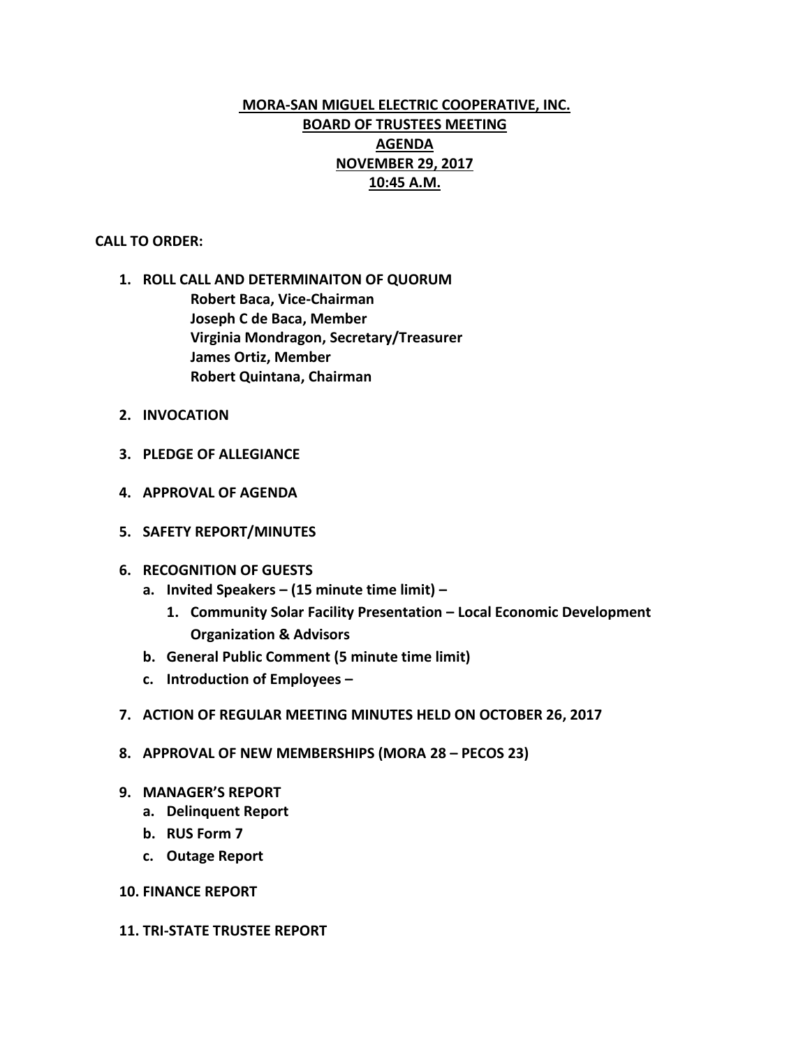# MORA-SAN MIGUEL ELECTRIC COOPERATIVE, INC.
## BOARD OF TRUSTEES MEETING
## AGENDA
## NOVEMBER 29, 2017
## 10:45 A.M.

**CALL TO ORDER:**

1. **ROLL CALL AND DETERMINAITON OF QUORUM**
   - **Robert Baca, Vice-Chairman**
   - **Joseph C de Baca, Member**
   - **Virginia Mondragon, Secretary/Treasurer**
   - **James Ortiz, Member**
   - **Robert Quintana, Chairman**
2. **INVOCATION**
3. **PLEDGE OF ALLEGIANCE**
4. **APPROVAL OF AGENDA**
5. **SAFETY REPORT/MINUTES**
6. **RECOGNITION OF GUESTS**
   - a. **Invited Speakers – (15 minute time limit) –**
     1. **Community Solar Facility Presentation – Local Economic Development Organization & Advisors**
   - b. **General Public Comment (5 minute time limit)**
   - c. **Introduction of Employees –**
7. **ACTION OF REGULAR MEETING MINUTES HELD ON OCTOBER 26, 2017**
8. **APPROVAL OF NEW MEMBERSHIPS (MORA 28 – PECOS 23)**
9. **MANAGER'S REPORT**
   - a. **Delinquent Report**
   - b. **RUS Form 7**
   - c. **Outage Report**
10. **FINANCE REPORT**
11. **TRI-STATE TRUSTEE REPORT**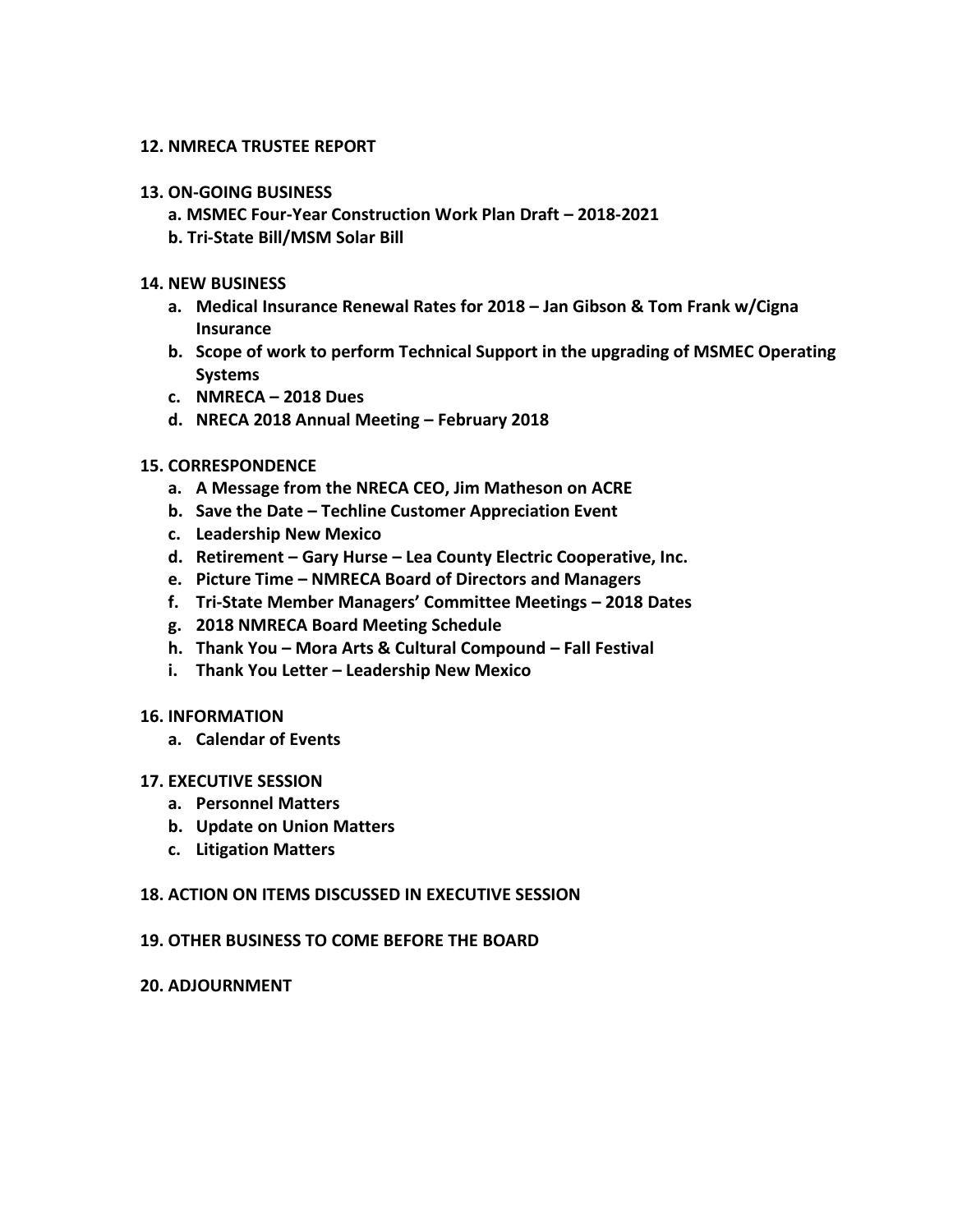**12. NMRECA TRUSTEE REPORT**

**13. ON-GOING BUSINESS**

**a. MSMEC Four-Year Construction Work Plan Draft – 2018-2021**

**b. Tri-State Bill/MSM Solar Bill**

**14. NEW BUSINESS**

a. **Medical Insurance Renewal Rates for 2018 – Jan Gibson & Tom Frank w/Cigna Insurance**
b. **Scope of work to perform Technical Support in the upgrading of MSMEC Operating Systems**
c. **NMRECA – 2018 Dues**
d. **NRECA 2018 Annual Meeting – February 2018**

**15. CORRESPONDENCE**

a. **A Message from the NRECA CEO, Jim Matheson on ACRE**
b. **Save the Date – Techline Customer Appreciation Event**
c. **Leadership New Mexico**
d. **Retirement – Gary Hurse – Lea County Electric Cooperative, Inc.**
e. **Picture Time – NMRECA Board of Directors and Managers**
f. **Tri-State Member Managers' Committee Meetings – 2018 Dates**
g. **2018 NMRECA Board Meeting Schedule**
h. **Thank You – Mora Arts & Cultural Compound – Fall Festival**
i. **Thank You Letter – Leadership New Mexico**

**16. INFORMATION**

a. **Calendar of Events**

**17. EXECUTIVE SESSION**

a. **Personnel Matters**
b. **Update on Union Matters**
c. **Litigation Matters**

**18. ACTION ON ITEMS DISCUSSED IN EXECUTIVE SESSION**

**19. OTHER BUSINESS TO COME BEFORE THE BOARD**

**20. ADJOURNMENT**